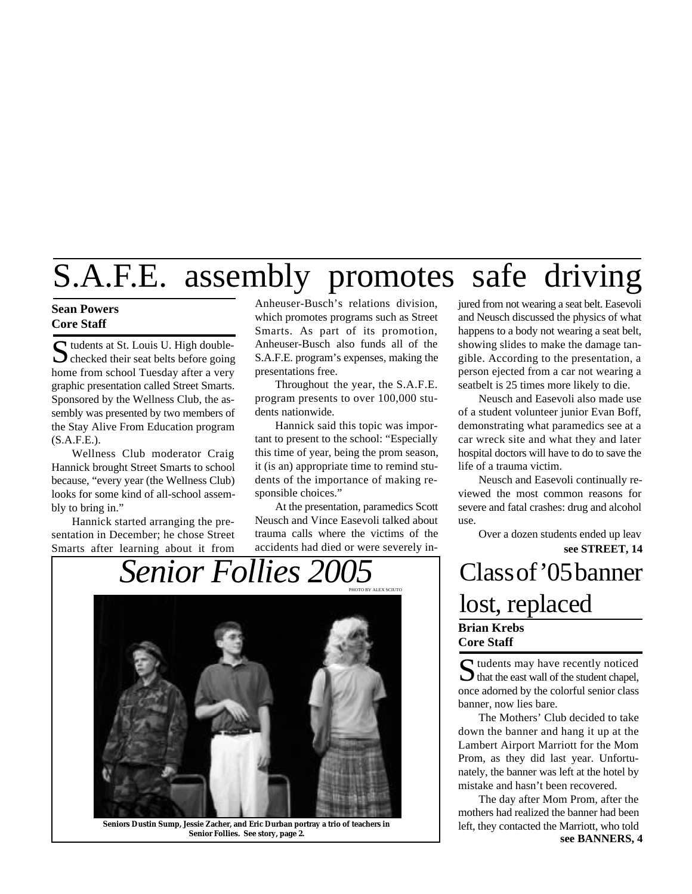# S.A.F.E. assembly promotes safe driving

**Sean Powers**
**Core Staff**

Students at St. Louis U. High double-checked their seat belts before going home from school Tuesday after a very graphic presentation called Street Smarts. Sponsored by the Wellness Club, the assembly was presented by two members of the Stay Alive From Education program (S.A.F.E.).

Wellness Club moderator Craig Hannick brought Street Smarts to school because, "every year (the Wellness Club) looks for some kind of all-school assembly to bring in."

Hannick started arranging the presentation in December; he chose Street Smarts after learning about it from Anheuser-Busch's relations division, which promotes programs such as Street Smarts. As part of its promotion, Anheuser-Busch also funds all of the S.A.F.E. program's expenses, making the presentations free.

Throughout the year, the S.A.F.E. program presents to over 100,000 students nationwide.

Hannick said this topic was important to present to the school: "Especially this time of year, being the prom season, it (is an) appropriate time to remind students of the importance of making responsible choices."

At the presentation, paramedics Scott Neusch and Vince Easevoli talked about trauma calls where the victims of the accidents had died or were severely injured from not wearing a seat belt. Easevoli and Neusch discussed the physics of what happens to a body not wearing a seat belt, showing slides to make the damage tangible. According to the presentation, a person ejected from a car not wearing a seatbelt is 25 times more likely to die.

Neusch and Easevoli also made use of a student volunteer junior Evan Boff, demonstrating what paramedics see at a car wreck site and what they and later hospital doctors will have to do to save the life of a trauma victim.

Neusch and Easevoli continually reviewed the most common reasons for severe and fatal crashes: drug and alcohol use.

Over a dozen students ended up leav

**see STREET, 14**

## *Senior Follies 2005*

PHOTO BY ALEX SCIUTO

**Seniors Dustin Sump, Jessie Zacher, and Eric Durban portray a trio of teachers in Senior Follies. See story, page 2.**

# Class of '05 banner lost, replaced

**Brian Krebs**
**Core Staff**

Students may have recently noticed that the east wall of the student chapel, once adorned by the colorful senior class banner, now lies bare.

The Mothers' Club decided to take down the banner and hang it up at the Lambert Airport Marriott for the Mom Prom, as they did last year. Unfortunately, the banner was left at the hotel by mistake and hasn't been recovered.

The day after Mom Prom, after the mothers had realized the banner had been left, they contacted the Marriott, who told

**see BANNERS, 4**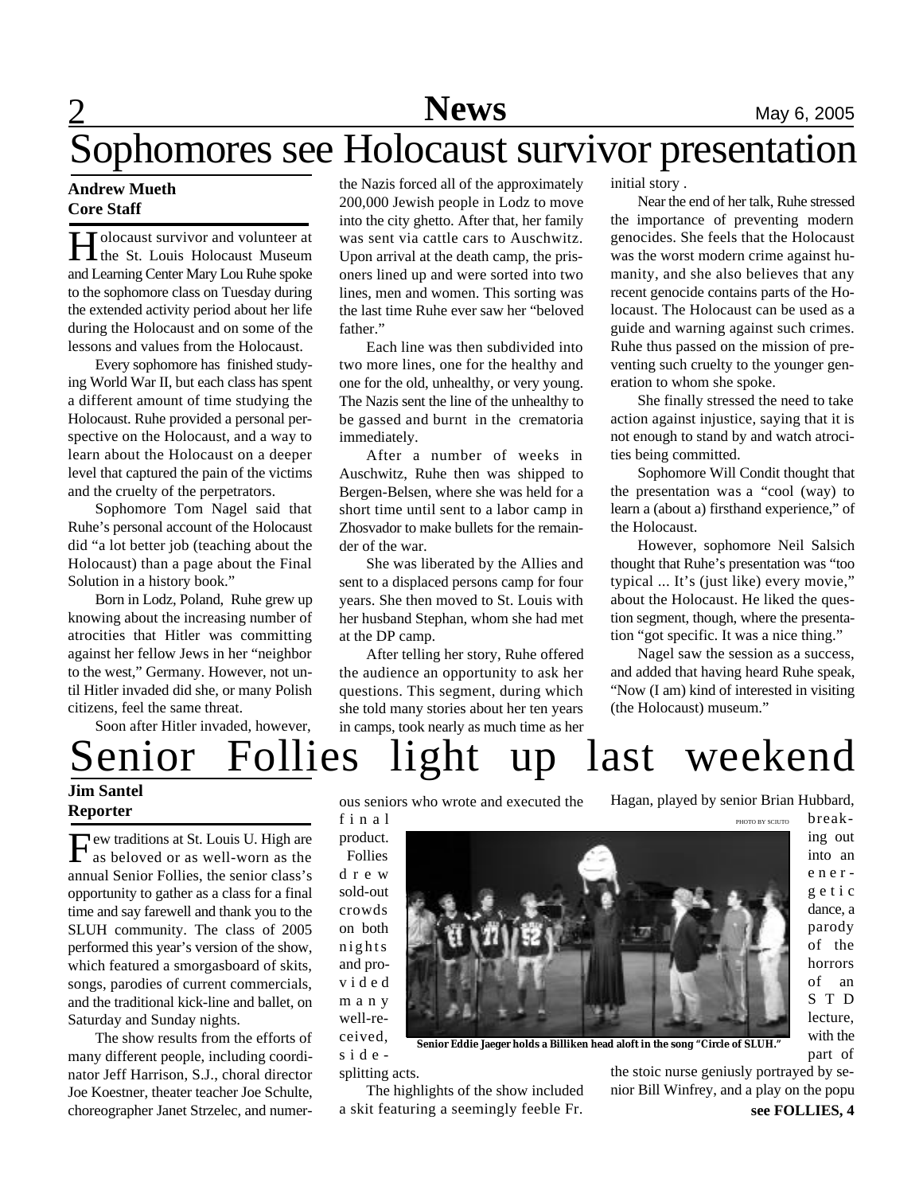# Sophomores see Holocaust survivor presentation

**Andrew Mueth**
**Core Staff**

Holocaust survivor and volunteer at the St. Louis Holocaust Museum and Learning Center Mary Lou Ruhe spoke to the sophomore class on Tuesday during the extended activity period about her life during the Holocaust and on some of the lessons and values from the Holocaust.

Every sophomore has finished studying World War II, but each class has spent a different amount of time studying the Holocaust. Ruhe provided a personal perspective on the Holocaust, and a way to learn about the Holocaust on a deeper level that captured the pain of the victims and the cruelty of the perpetrators.

Sophomore Tom Nagel said that Ruhe's personal account of the Holocaust did "a lot better job (teaching about the Holocaust) than a page about the Final Solution in a history book."

Born in Lodz, Poland, Ruhe grew up knowing about the increasing number of atrocities that Hitler was committing against her fellow Jews in her "neighbor to the west," Germany. However, not until Hitler invaded did she, or many Polish citizens, feel the same threat.

Soon after Hitler invaded, however, the Nazis forced all of the approximately 200,000 Jewish people in Lodz to move into the city ghetto. After that, her family was sent via cattle cars to Auschwitz. Upon arrival at the death camp, the prisoners lined up and were sorted into two lines, men and women. This sorting was the last time Ruhe ever saw her "beloved father."

Each line was then subdivided into two more lines, one for the healthy and one for the old, unhealthy, or very young. The Nazis sent the line of the unhealthy to be gassed and burnt in the crematoria immediately.

After a number of weeks in Auschwitz, Ruhe then was shipped to Bergen-Belsen, where she was held for a short time until sent to a labor camp in Zhosvador to make bullets for the remainder of the war.

She was liberated by the Allies and sent to a displaced persons camp for four years. She then moved to St. Louis with her husband Stephan, whom she had met at the DP camp.

After telling her story, Ruhe offered the audience an opportunity to ask her questions. This segment, during which she told many stories about her ten years in camps, took nearly as much time as her initial story .

Near the end of her talk, Ruhe stressed the importance of preventing modern genocides. She feels that the Holocaust was the worst modern crime against humanity, and she also believes that any recent genocide contains parts of the Holocaust. The Holocaust can be used as a guide and warning against such crimes. Ruhe thus passed on the mission of preventing such cruelty to the younger generation to whom she spoke.

She finally stressed the need to take action against injustice, saying that it is not enough to stand by and watch atrocities being committed.

Sophomore Will Condit thought that the presentation was a "cool (way) to learn a (about a) firsthand experience," of the Holocaust.

However, sophomore Neil Salsich thought that Ruhe's presentation was "too typical ... It's (just like) every movie," about the Holocaust. He liked the question segment, though, where the presentation "got specific. It was a nice thing."

Nagel saw the session as a success, and added that having heard Ruhe speak, "Now (I am) kind of interested in visiting (the Holocaust) museum."

# Senior Follies light up last weekend

**Jim Santel**
**Reporter**

Few traditions at St. Louis U. High are as beloved or as well-worn as the annual Senior Follies, the senior class's opportunity to gather as a class for a final time and say farewell and thank you to the SLUH community. The class of 2005 performed this year's version of the show, which featured a smorgasboard of skits, songs, parodies of current commercials, and the traditional kick-line and ballet, on Saturday and Sunday nights.

The show results from the efforts of many different people, including coordinator Jeff Harrison, S.J., choral director Joe Koestner, theater teacher Joe Schulte, choreographer Janet Strzelec, and numerous seniors who wrote and executed the final product.

Follies drew sold-out crowds on both nights and provided many well-received, side-splitting acts.

The highlights of the show included a skit featuring a seemingly feeble Fr. Hagan, played by senior Brian Hubbard, breaking out into an energetic dance, a parody of the horrors of an STD lecture, with the part of the stoic nurse geniusly portrayed by senior Bill Winfrey, and a play on the popu

PHOTO BY SCIUTO

**Senior Eddie Jaeger holds a Billiken head aloft in the song "Circle of SLUH."**

**see FOLLIES, 4**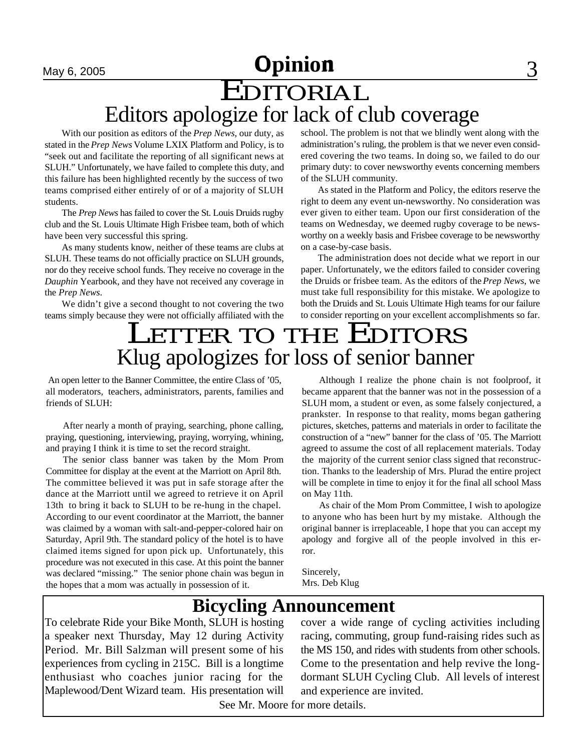# Opinion

## EDITORIAL

## Editors apologize for lack of club coverage

With our position as editors of the *Prep News*, our duty, as stated in the *Prep News* Volume LXIX Platform and Policy, is to "seek out and facilitate the reporting of all significant news at SLUH." Unfortunately, we have failed to complete this duty, and this failure has been highlighted recently by the success of two teams comprised either entirely of or of a majority of SLUH students.

The *Prep News* has failed to cover the St. Louis Druids rugby club and the St. Louis Ultimate High Frisbee team, both of which have been very successful this spring.

As many students know, neither of these teams are clubs at SLUH. These teams do not officially practice on SLUH grounds, nor do they receive school funds. They receive no coverage in the *Dauphin* Yearbook, and they have not received any coverage in the *Prep News*.

We didn't give a second thought to not covering the two teams simply because they were not officially affiliated with the school. The problem is not that we blindly went along with the administration's ruling, the problem is that we never even considered covering the two teams. In doing so, we failed to do our primary duty: to cover newsworthy events concerning members of the SLUH community.

As stated in the Platform and Policy, the editors reserve the right to deem any event un-newsworthy. No consideration was ever given to either team. Upon our first consideration of the teams on Wednesday, we deemed rugby coverage to be newsworthy on a weekly basis and Frisbee coverage to be newsworthy on a case-by-case basis.

The administration does not decide what we report in our paper. Unfortunately, we the editors failed to consider covering the Druids or frisbee team. As the editors of the *Prep News*, we must take full responsibility for this mistake. We apologize to both the Druids and St. Louis Ultimate High teams for our failure to consider reporting on your excellent accomplishments so far.

## LETTER TO THE EDITORS

## Klug apologizes for loss of senior banner

An open letter to the Banner Committee, the entire Class of '05, all moderators, teachers, administrators, parents, families and friends of SLUH:

After nearly a month of praying, searching, phone calling, praying, questioning, interviewing, praying, worrying, whining, and praying I think it is time to set the record straight.

The senior class banner was taken by the Mom Prom Committee for display at the event at the Marriott on April 8th. The committee believed it was put in safe storage after the dance at the Marriott until we agreed to retrieve it on April 13th to bring it back to SLUH to be re-hung in the chapel. According to our event coordinator at the Marriott, the banner was claimed by a woman with salt-and-pepper-colored hair on Saturday, April 9th. The standard policy of the hotel is to have claimed items signed for upon pick up. Unfortunately, this procedure was not executed in this case. At this point the banner was declared "missing." The senior phone chain was begun in the hopes that a mom was actually in possession of it.

Although I realize the phone chain is not foolproof, it became apparent that the banner was not in the possession of a SLUH mom, a student or even, as some falsely conjectured, a prankster. In response to that reality, moms began gathering pictures, sketches, patterns and materials in order to facilitate the construction of a "new" banner for the class of '05. The Marriott agreed to assume the cost of all replacement materials. Today the majority of the current senior class signed that reconstruction. Thanks to the leadership of Mrs. Plurad the entire project will be complete in time to enjoy it for the final all school Mass on May 11th.

As chair of the Mom Prom Committee, I wish to apologize to anyone who has been hurt by my mistake. Although the original banner is irreplaceable, I hope that you can accept my apology and forgive all of the people involved in this error.

Sincerely,
Mrs. Deb Klug

## Bicycling Announcement

To celebrate Ride your Bike Month, SLUH is hosting a speaker next Thursday, May 12 during Activity Period. Mr. Bill Salzman will present some of his experiences from cycling in 215C. Bill is a longtime enthusiast who coaches junior racing for the Maplewood/Dent Wizard team. His presentation will cover a wide range of cycling activities including racing, commuting, group fund-raising rides such as the MS 150, and rides with students from other schools. Come to the presentation and help revive the long-dormant SLUH Cycling Club. All levels of interest and experience are invited.

See Mr. Moore for more details.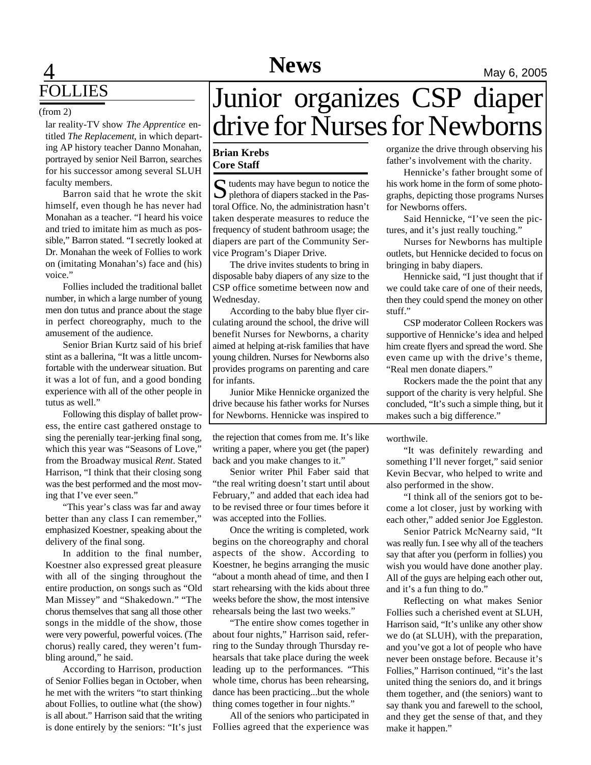## FOLLIES

(from 2)

lar reality-TV show *The Apprentice* entitled *The Replacement,* in which departing AP history teacher Danno Monahan, portrayed by senior Neil Barron, searches for his successor among several SLUH faculty members.

Barron said that he wrote the skit himself, even though he has never had Monahan as a teacher. "I heard his voice and tried to imitate him as much as possible," Barron stated. "I secretly looked at Dr. Monahan the week of Follies to work on (imitating Monahan's) face and (his) voice."

Follies included the traditional ballet number, in which a large number of young men don tutus and prance about the stage in perfect choreography, much to the amusement of the audience.

Senior Brian Kurtz said of his brief stint as a ballerina, "It was a little uncomfortable with the underwear situation. But it was a lot of fun, and a good bonding experience with all of the other people in tutus as well."

Following this display of ballet prowess, the entire cast gathered onstage to sing the perenially tear-jerking final song, which this year was "Seasons of Love," from the Broadway musical *Rent*. Stated Harrison, "I think that their closing song was the best performed and the most moving that I've ever seen."

"This year's class was far and away better than any class I can remember," emphasized Koestner, speaking about the delivery of the final song.

In addition to the final number, Koestner also expressed great pleasure with all of the singing throughout the entire production, on songs such as "Old Man Missey" and "Shakedown." "The chorus themselves that sang all those other songs in the middle of the show, those were very powerful, powerful voices. (The chorus) really cared, they weren't fumbling around," he said.

According to Harrison, production of Senior Follies began in October, when he met with the writers "to start thinking about Follies, to outline what (the show) is all about." Harrison said that the writing is done entirely by the seniors: "It's just the rejection that comes from me. It's like writing a paper, where you get (the paper) back and you make changes to it."

Senior writer Phil Faber said that "the real writing doesn't start until about February," and added that each idea had to be revised three or four times before it was accepted into the Follies.

Once the writing is completed, work begins on the choreography and choral aspects of the show. According to Koestner, he begins arranging the music "about a month ahead of time, and then I start rehearsing with the kids about three weeks before the show, the most intensive rehearsals being the last two weeks."

"The entire show comes together in about four nights," Harrison said, referring to the Sunday through Thursday rehearsals that take place during the week leading up to the performances. "This whole time, chorus has been rehearsing, dance has been practicing...but the whole thing comes together in four nights."

All of the seniors who participated in Follies agreed that the experience was worthwile.

"It was definitely rewarding and something I'll never forget," said senior Kevin Becvar, who helped to write and also performed in the show.

"I think all of the seniors got to become a lot closer, just by working with each other," added senior Joe Eggleston.

Senior Patrick McNearny said, "It was really fun. I see why all of the teachers say that after you (perform in follies) you wish you would have done another play. All of the guys are helping each other out, and it's a fun thing to do."

Reflecting on what makes Senior Follies such a cherished event at SLUH, Harrison said, "It's unlike any other show we do (at SLUH), with the preparation, and you've got a lot of people who have never been onstage before. Because it's Follies," Harrison continued, "it's the last united thing the seniors do, and it brings them together, and (the seniors) want to say thank you and farewell to the school, and they get the sense of that, and they make it happen."

# Junior organizes CSP diaper drive for Nurses for Newborns

**Brian Krebs**
**Core Staff**

Students may have begun to notice the plethora of diapers stacked in the Pastoral Office. No, the administration hasn't taken desperate measures to reduce the frequency of student bathroom usage; the diapers are part of the Community Service Program's Diaper Drive.

The drive invites students to bring in disposable baby diapers of any size to the CSP office sometime between now and Wednesday.

According to the baby blue flyer circulating around the school, the drive will benefit Nurses for Newborns, a charity aimed at helping at-risk families that have young children. Nurses for Newborns also provides programs on parenting and care for infants.

Junior Mike Hennicke organized the drive because his father works for Nurses for Newborns. Hennicke was inspired to organize the drive through observing his father's involvement with the charity.

Hennicke's father brought some of his work home in the form of some photographs, depicting those programs Nurses for Newborns offers.

Said Hennicke, "I've seen the pictures, and it's just really touching."

Nurses for Newborns has multiple outlets, but Hennicke decided to focus on bringing in baby diapers.

Hennicke said, "I just thought that if we could take care of one of their needs, then they could spend the money on other stuff."

CSP moderator Colleen Rockers was supportive of Hennicke's idea and helped him create flyers and spread the word. She even came up with the drive's theme, "Real men donate diapers."

Rockers made the the point that any support of the charity is very helpful. She concluded, "It's such a simple thing, but it makes such a big difference."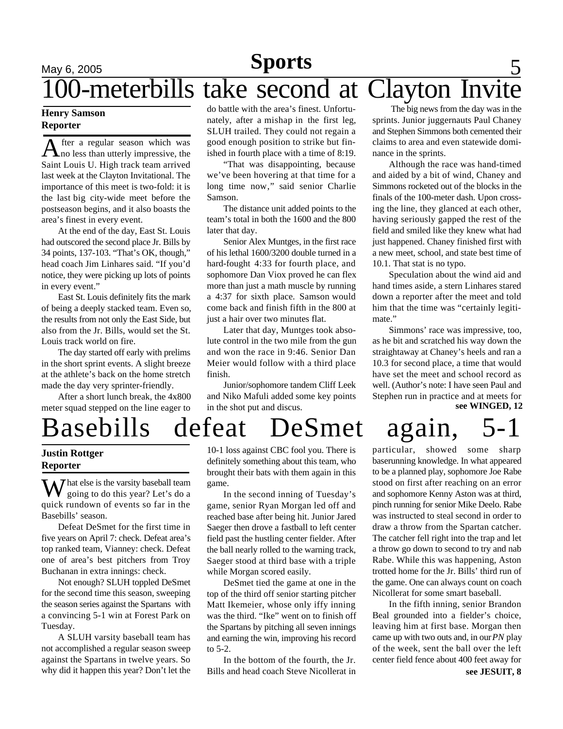# 100-meterbills take second at Clayton Invite

**Henry Samson**
**Reporter**

After a regular season which was no less than utterly impressive, the Saint Louis U. High track team arrived last week at the Clayton Invitational. The importance of this meet is two-fold: it is the last big city-wide meet before the postseason begins, and it also boasts the area's finest in every event.

At the end of the day, East St. Louis had outscored the second place Jr. Bills by 34 points, 137-103. "That's OK, though," head coach Jim Linhares said. "If you'd notice, they were picking up lots of points in every event."

East St. Louis definitely fits the mark of being a deeply stacked team. Even so, the results from not only the East Side, but also from the Jr. Bills, would set the St. Louis track world on fire.

The day started off early with prelims in the short sprint events. A slight breeze at the athlete's back on the home stretch made the day very sprinter-friendly.

After a short lunch break, the 4x800 meter squad stepped on the line eager to do battle with the area's finest. Unfortunately, after a mishap in the first leg, SLUH trailed. They could not regain a good enough position to strike but finished in fourth place with a time of 8:19.

"That was disappointing, because we've been hovering at that time for a long time now," said senior Charlie Samson.

The distance unit added points to the team's total in both the 1600 and the 800 later that day.

Senior Alex Muntges, in the first race of his lethal 1600/3200 double turned in a hard-fought 4:33 for fourth place, and sophomore Dan Viox proved he can flex more than just a math muscle by running a 4:37 for sixth place. Samson would come back and finish fifth in the 800 at just a hair over two minutes flat.

Later that day, Muntges took absolute control in the two mile from the gun and won the race in 9:46. Senior Dan Meier would follow with a third place finish.

Junior/sophomore tandem Cliff Leek and Niko Mafuli added some key points in the shot put and discus.

The big news from the day was in the sprints. Junior juggernauts Paul Chaney and Stephen Simmons both cemented their claims to area and even statewide dominance in the sprints.

Although the race was hand-timed and aided by a bit of wind, Chaney and Simmons rocketed out of the blocks in the finals of the 100-meter dash. Upon crossing the line, they glanced at each other, having seriously gapped the rest of the field and smiled like they knew what had just happened. Chaney finished first with a new meet, school, and state best time of 10.1. That stat is no typo.

Speculation about the wind aid and hand times aside, a stern Linhares stared down a reporter after the meet and told him that the time was "certainly legitimate."

Simmons' race was impressive, too, as he bit and scratched his way down the straightaway at Chaney's heels and ran a 10.3 for second place, a time that would have set the meet and school record as well. (Author's note: I have seen Paul and Stephen run in practice and at meets for

**see WINGED, 12**

# Basebills defeat DeSmet again, 5-1

**Justin Rottger**
**Reporter**

What else is the varsity baseball team going to do this year? Let's do a quick rundown of events so far in the Basebills' season.

Defeat DeSmet for the first time in five years on April 7: check. Defeat area's top ranked team, Vianney: check. Defeat one of area's best pitchers from Troy Buchanan in extra innings: check.

Not enough? SLUH toppled DeSmet for the second time this season, sweeping the season series against the Spartans with a convincing 5-1 win at Forest Park on Tuesday.

A SLUH varsity baseball team has not accomplished a regular season sweep against the Spartans in twelve years. So why did it happen this year? Don't let the 10-1 loss against CBC fool you. There is definitely something about this team, who brought their bats with them again in this game.

In the second inning of Tuesday's game, senior Ryan Morgan led off and reached base after being hit. Junior Jared Saeger then drove a fastball to left center field past the hustling center fielder. After the ball nearly rolled to the warning track, Saeger stood at third base with a triple while Morgan scored easily.

DeSmet tied the game at one in the top of the third off senior starting pitcher Matt Ikemeier, whose only iffy inning was the third. "Ike" went on to finish off the Spartans by pitching all seven innings and earning the win, improving his record to 5-2.

In the bottom of the fourth, the Jr. Bills and head coach Steve Nicollerat in particular, showed some sharp baserunning knowledge. In what appeared to be a planned play, sophomore Joe Rabe stood on first after reaching on an error and sophomore Kenny Aston was at third, pinch running for senior Mike Deelo. Rabe was instructed to steal second in order to draw a throw from the Spartan catcher. The catcher fell right into the trap and let a throw go down to second to try and nab Rabe. While this was happening, Aston trotted home for the Jr. Bills' third run of the game. One can always count on coach Nicollerat for some smart baseball.

In the fifth inning, senior Brandon Beal grounded into a fielder's choice, leaving him at first base. Morgan then came up with two outs and, in our *PN* play of the week, sent the ball over the left center field fence about 400 feet away for

**see JESUIT, 8**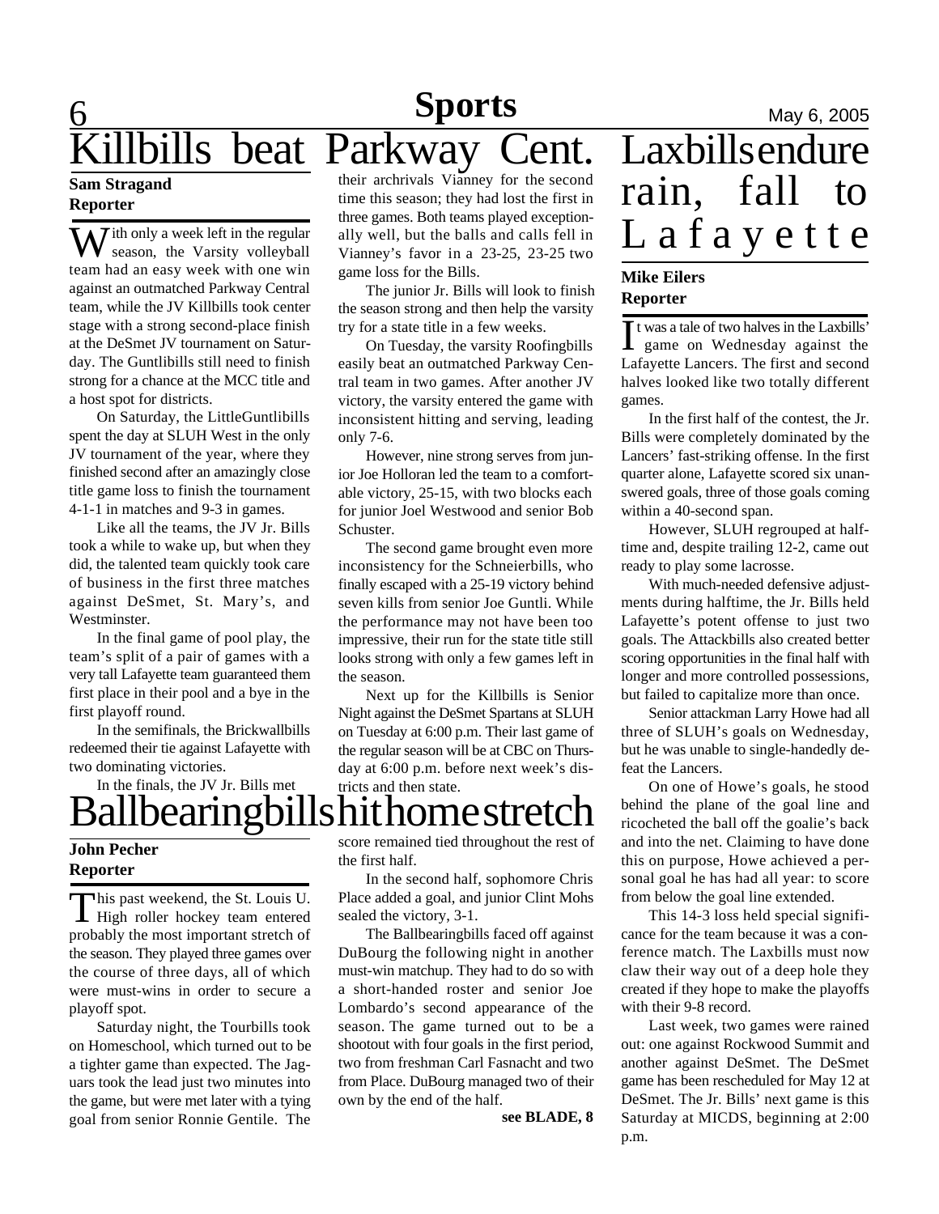# Killbills beat Parkway Cent.

**Sam Stragand**
**Reporter**

With only a week left in the regular season, the Varsity volleyball team had an easy week with one win against an outmatched Parkway Central team, while the JV Killbills took center stage with a strong second-place finish at the DeSmet JV tournament on Saturday. The Guntlibills still need to finish strong for a chance at the MCC title and a host spot for districts.

On Saturday, the LittleGuntlibills spent the day at SLUH West in the only JV tournament of the year, where they finished second after an amazingly close title game loss to finish the tournament 4-1-1 in matches and 9-3 in games.

Like all the teams, the JV Jr. Bills took a while to wake up, but when they did, the talented team quickly took care of business in the first three matches against DeSmet, St. Mary's, and Westminster.

In the final game of pool play, the team's split of a pair of games with a very tall Lafayette team guaranteed them first place in their pool and a bye in the first playoff round.

In the semifinals, the Brickwallbills redeemed their tie against Lafayette with two dominating victories.

In the finals, the JV Jr. Bills met their archrivals Vianney for the second time this season; they had lost the first in three games. Both teams played exceptionally well, but the balls and calls fell in Vianney's favor in a 23-25, 23-25 two game loss for the Bills.

The junior Jr. Bills will look to finish the season strong and then help the varsity try for a state title in a few weeks.

On Tuesday, the varsity Roofingbills easily beat an outmatched Parkway Central team in two games. After another JV victory, the varsity entered the game with inconsistent hitting and serving, leading only 7-6.

However, nine strong serves from junior Joe Holloran led the team to a comfortable victory, 25-15, with two blocks each for junior Joel Westwood and senior Bob Schuster.

The second game brought even more inconsistency for the Schneierbills, who finally escaped with a 25-19 victory behind seven kills from senior Joe Guntli. While the performance may not have been too impressive, their run for the state title still looks strong with only a few games left in the season.

Next up for the Killbills is Senior Night against the DeSmet Spartans at SLUH on Tuesday at 6:00 p.m. Their last game of the regular season will be at CBC on Thursday at 6:00 p.m. before next week's districts and then state.

# Ballbearingbills hit home stretch

**John Pecher**
**Reporter**

This past weekend, the St. Louis U. High roller hockey team entered probably the most important stretch of the season. They played three games over the course of three days, all of which were must-wins in order to secure a playoff spot.

Saturday night, the Tourbills took on Homeschool, which turned out to be a tighter game than expected. The Jaguars took the lead just two minutes into the game, but were met later with a tying goal from senior Ronnie Gentile. The score remained tied throughout the rest of the first half.

In the second half, sophomore Chris Place added a goal, and junior Clint Mohs sealed the victory, 3-1.

The Ballbearingbills faced off against DuBourg the following night in another must-win matchup. They had to do so with a short-handed roster and senior Joe Lombardo's second appearance of the season. The game turned out to be a shootout with four goals in the first period, two from freshman Carl Fasnacht and two from Place. DuBourg managed two of their own by the end of the half.

**see BLADE, 8**

# Laxbills endure rain, fall to Lafayette

**Mike Eilers**
**Reporter**

It was a tale of two halves in the Laxbills' game on Wednesday against the Lafayette Lancers. The first and second halves looked like two totally different games.

In the first half of the contest, the Jr. Bills were completely dominated by the Lancers' fast-striking offense. In the first quarter alone, Lafayette scored six unanswered goals, three of those goals coming within a 40-second span.

However, SLUH regrouped at halftime and, despite trailing 12-2, came out ready to play some lacrosse.

With much-needed defensive adjustments during halftime, the Jr. Bills held Lafayette's potent offense to just two goals. The Attackbills also created better scoring opportunities in the final half with longer and more controlled possessions, but failed to capitalize more than once.

Senior attackman Larry Howe had all three of SLUH's goals on Wednesday, but he was unable to single-handedly defeat the Lancers.

On one of Howe's goals, he stood behind the plane of the goal line and ricocheted the ball off the goalie's back and into the net. Claiming to have done this on purpose, Howe achieved a personal goal he has had all year: to score from below the goal line extended.

This 14-3 loss held special significance for the team because it was a conference match. The Laxbills must now claw their way out of a deep hole they created if they hope to make the playoffs with their 9-8 record.

Last week, two games were rained out: one against Rockwood Summit and another against DeSmet. The DeSmet game has been rescheduled for May 12 at DeSmet. The Jr. Bills' next game is this Saturday at MICDS, beginning at 2:00 p.m.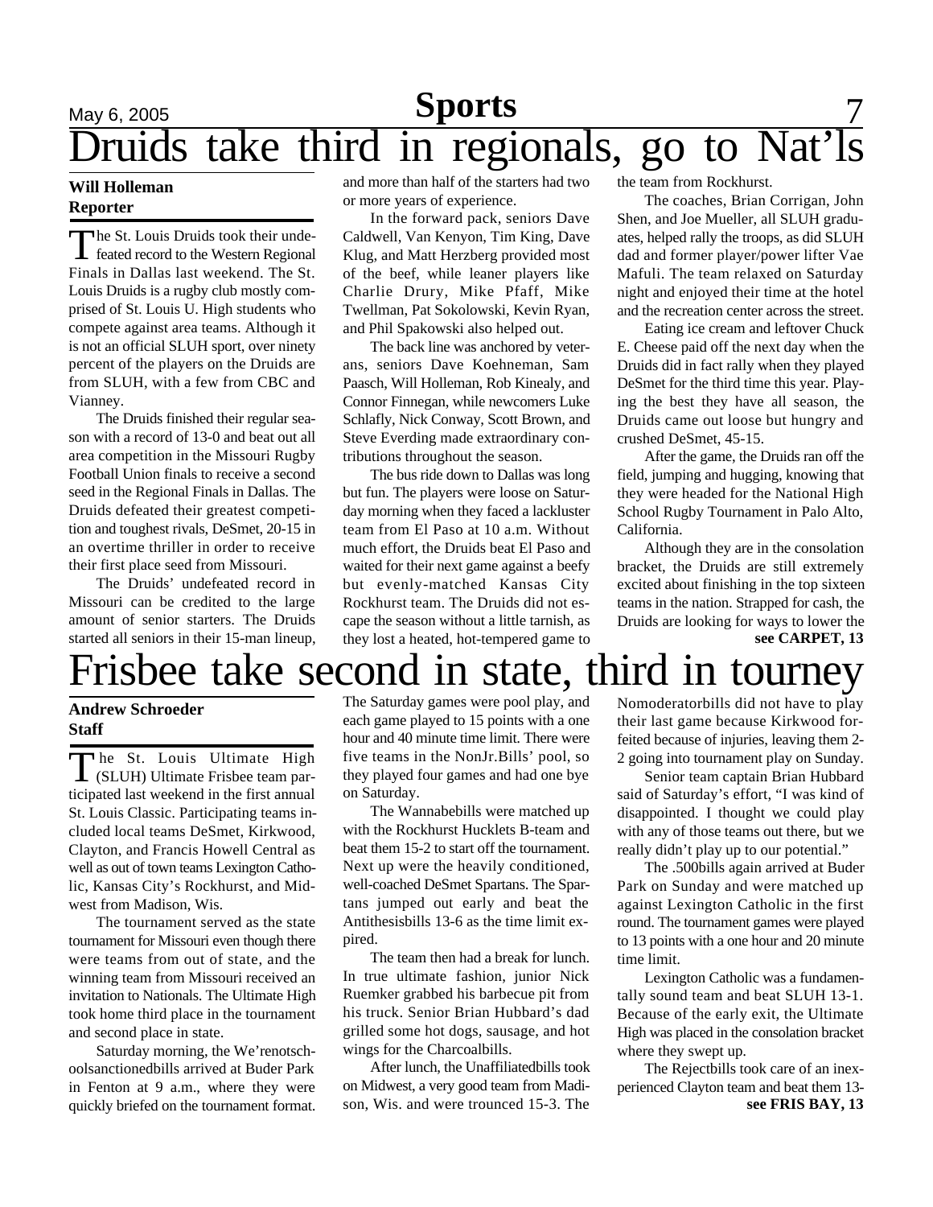# Druids take third in regionals, go to Nat'ls

**Will Holleman**
**Reporter**

The St. Louis Druids took their undefeated record to the Western Regional Finals in Dallas last weekend. The St. Louis Druids is a rugby club mostly comprised of St. Louis U. High students who compete against area teams. Although it is not an official SLUH sport, over ninety percent of the players on the Druids are from SLUH, with a few from CBC and Vianney.

The Druids finished their regular season with a record of 13-0 and beat out all area competition in the Missouri Rugby Football Union finals to receive a second seed in the Regional Finals in Dallas. The Druids defeated their greatest competition and toughest rivals, DeSmet, 20-15 in an overtime thriller in order to receive their first place seed from Missouri.

The Druids' undefeated record in Missouri can be credited to the large amount of senior starters. The Druids started all seniors in their 15-man lineup, and more than half of the starters had two or more years of experience.

In the forward pack, seniors Dave Caldwell, Van Kenyon, Tim King, Dave Klug, and Matt Herzberg provided most of the beef, while leaner players like Charlie Drury, Mike Pfaff, Mike Twellman, Pat Sokolowski, Kevin Ryan, and Phil Spakowski also helped out.

The back line was anchored by veterans, seniors Dave Koehneman, Sam Paasch, Will Holleman, Rob Kinealy, and Connor Finnegan, while newcomers Luke Schlafly, Nick Conway, Scott Brown, and Steve Everding made extraordinary contributions throughout the season.

The bus ride down to Dallas was long but fun. The players were loose on Saturday morning when they faced a lackluster team from El Paso at 10 a.m. Without much effort, the Druids beat El Paso and waited for their next game against a beefy but evenly-matched Kansas City Rockhurst team. The Druids did not escape the season without a little tarnish, as they lost a heated, hot-tempered game to the team from Rockhurst.

The coaches, Brian Corrigan, John Shen, and Joe Mueller, all SLUH graduates, helped rally the troops, as did SLUH dad and former player/power lifter Vae Mafuli. The team relaxed on Saturday night and enjoyed their time at the hotel and the recreation center across the street.

Eating ice cream and leftover Chuck E. Cheese paid off the next day when the Druids did in fact rally when they played DeSmet for the third time this year. Playing the best they have all season, the Druids came out loose but hungry and crushed DeSmet, 45-15.

After the game, the Druids ran off the field, jumping and hugging, knowing that they were headed for the National High School Rugby Tournament in Palo Alto, California.

Although they are in the consolation bracket, the Druids are still extremely excited about finishing in the top sixteen teams in the nation. Strapped for cash, the Druids are looking for ways to lower the

**see CARPET, 13**

# Frisbee take second in state, third in tourney

**Andrew Schroeder**
**Staff**

The St. Louis Ultimate High (SLUH) Ultimate Frisbee team participated last weekend in the first annual St. Louis Classic. Participating teams included local teams DeSmet, Kirkwood, Clayton, and Francis Howell Central as well as out of town teams Lexington Catholic, Kansas City's Rockhurst, and Midwest from Madison, Wis.

The tournament served as the state tournament for Missouri even though there were teams from out of state, and the winning team from Missouri received an invitation to Nationals. The Ultimate High took home third place in the tournament and second place in state.

Saturday morning, the We'renotschoolsanctionedbills arrived at Buder Park in Fenton at 9 a.m., where they were quickly briefed on the tournament format. The Saturday games were pool play, and each game played to 15 points with a one hour and 40 minute time limit. There were five teams in the NonJr.Bills' pool, so they played four games and had one bye on Saturday.

The Wannabebills were matched up with the Rockhurst Hucklets B-team and beat them 15-2 to start off the tournament. Next up were the heavily conditioned, well-coached DeSmet Spartans. The Spartans jumped out early and beat the Antithesisbills 13-6 as the time limit expired.

The team then had a break for lunch. In true ultimate fashion, junior Nick Ruemker grabbed his barbecue pit from his truck. Senior Brian Hubbard's dad grilled some hot dogs, sausage, and hot wings for the Charcoalbills.

After lunch, the Unaffiliatedbills took on Midwest, a very good team from Madison, Wis. and were trounced 15-3. The Nomoderatorbills did not have to play their last game because Kirkwood forfeited because of injuries, leaving them 2-2 going into tournament play on Sunday.

Senior team captain Brian Hubbard said of Saturday's effort, "I was kind of disappointed. I thought we could play with any of those teams out there, but we really didn't play up to our potential."

The .500bills again arrived at Buder Park on Sunday and were matched up against Lexington Catholic in the first round. The tournament games were played to 13 points with a one hour and 20 minute time limit.

Lexington Catholic was a fundamentally sound team and beat SLUH 13-1. Because of the early exit, the Ultimate High was placed in the consolation bracket where they swept up.

The Rejectbills took care of an inexperienced Clayton team and beat them 13-

**see FRIS BAY, 13**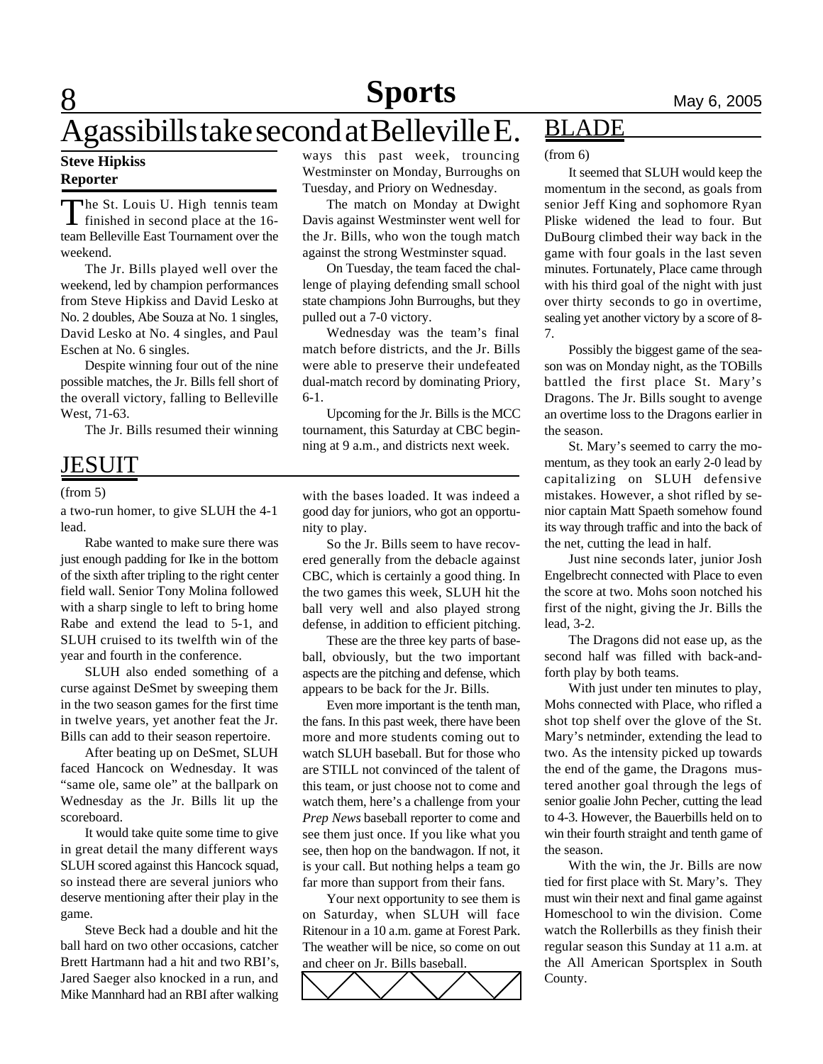# Agassibills take second at Belleville E.

**Steve Hipkiss**
**Reporter**

The St. Louis U. High tennis team finished in second place at the 16-team Belleville East Tournament over the weekend.

The Jr. Bills played well over the weekend, led by champion performances from Steve Hipkiss and David Lesko at No. 2 doubles, Abe Souza at No. 1 singles, David Lesko at No. 4 singles, and Paul Eschen at No. 6 singles.

Despite winning four out of the nine possible matches, the Jr. Bills fell short of the overall victory, falling to Belleville West, 71-63.

The Jr. Bills resumed their winning ways this past week, trouncing Westminster on Monday, Burroughs on Tuesday, and Priory on Wednesday.

The match on Monday at Dwight Davis against Westminster went well for the Jr. Bills, who won the tough match against the strong Westminster squad.

On Tuesday, the team faced the challenge of playing defending small school state champions John Burroughs, but they pulled out a 7-0 victory.

Wednesday was the team's final match before districts, and the Jr. Bills were able to preserve their undefeated dual-match record by dominating Priory, 6-1.

Upcoming for the Jr. Bills is the MCC tournament, this Saturday at CBC beginning at 9 a.m., and districts next week.

## JESUIT

(from 5)

a two-run homer, to give SLUH the 4-1 lead.

Rabe wanted to make sure there was just enough padding for Ike in the bottom of the sixth after tripling to the right center field wall. Senior Tony Molina followed with a sharp single to left to bring home Rabe and extend the lead to 5-1, and SLUH cruised to its twelfth win of the year and fourth in the conference.

SLUH also ended something of a curse against DeSmet by sweeping them in the two season games for the first time in twelve years, yet another feat the Jr. Bills can add to their season repertoire.

After beating up on DeSmet, SLUH faced Hancock on Wednesday. It was "same ole, same ole" at the ballpark on Wednesday as the Jr. Bills lit up the scoreboard.

It would take quite some time to give in great detail the many different ways SLUH scored against this Hancock squad, so instead there are several juniors who deserve mentioning after their play in the game.

Steve Beck had a double and hit the ball hard on two other occasions, catcher Brett Hartmann had a hit and two RBI's, Jared Saeger also knocked in a run, and Mike Mannhard had an RBI after walking with the bases loaded. It was indeed a good day for juniors, who got an opportunity to play.

So the Jr. Bills seem to have recovered generally from the debacle against CBC, which is certainly a good thing. In the two games this week, SLUH hit the ball very well and also played strong defense, in addition to efficient pitching.

These are the three key parts of baseball, obviously, but the two important aspects are the pitching and defense, which appears to be back for the Jr. Bills.

Even more important is the tenth man, the fans. In this past week, there have been more and more students coming out to watch SLUH baseball. But for those who are STILL not convinced of the talent of this team, or just choose not to come and watch them, here's a challenge from your *Prep News* baseball reporter to come and see them just once. If you like what you see, then hop on the bandwagon. If not, it is your call. But nothing helps a team go far more than support from their fans.

Your next opportunity to see them is on Saturday, when SLUH will face Ritenour in a 10 a.m. game at Forest Park. The weather will be nice, so come on out and cheer on Jr. Bills baseball.

## BLADE

(from 6)

It seemed that SLUH would keep the momentum in the second, as goals from senior Jeff King and sophomore Ryan Pliske widened the lead to four. But DuBourg climbed their way back in the game with four goals in the last seven minutes. Fortunately, Place came through with his third goal of the night with just over thirty seconds to go in overtime, sealing yet another victory by a score of 8-7.

Possibly the biggest game of the season was on Monday night, as the TOBills battled the first place St. Mary's Dragons. The Jr. Bills sought to avenge an overtime loss to the Dragons earlier in the season.

St. Mary's seemed to carry the momentum, as they took an early 2-0 lead by capitalizing on SLUH defensive mistakes. However, a shot rifled by senior captain Matt Spaeth somehow found its way through traffic and into the back of the net, cutting the lead in half.

Just nine seconds later, junior Josh Engelbrecht connected with Place to even the score at two. Mohs soon notched his first of the night, giving the Jr. Bills the lead, 3-2.

The Dragons did not ease up, as the second half was filled with back-and-forth play by both teams.

With just under ten minutes to play, Mohs connected with Place, who rifled a shot top shelf over the glove of the St. Mary's netminder, extending the lead to two. As the intensity picked up towards the end of the game, the Dragons mustered another goal through the legs of senior goalie John Pecher, cutting the lead to 4-3. However, the Bauerbills held on to win their fourth straight and tenth game of the season.

With the win, the Jr. Bills are now tied for first place with St. Mary's. They must win their next and final game against Homeschool to win the division. Come watch the Rollerbills as they finish their regular season this Sunday at 11 a.m. at the All American Sportsplex in South County.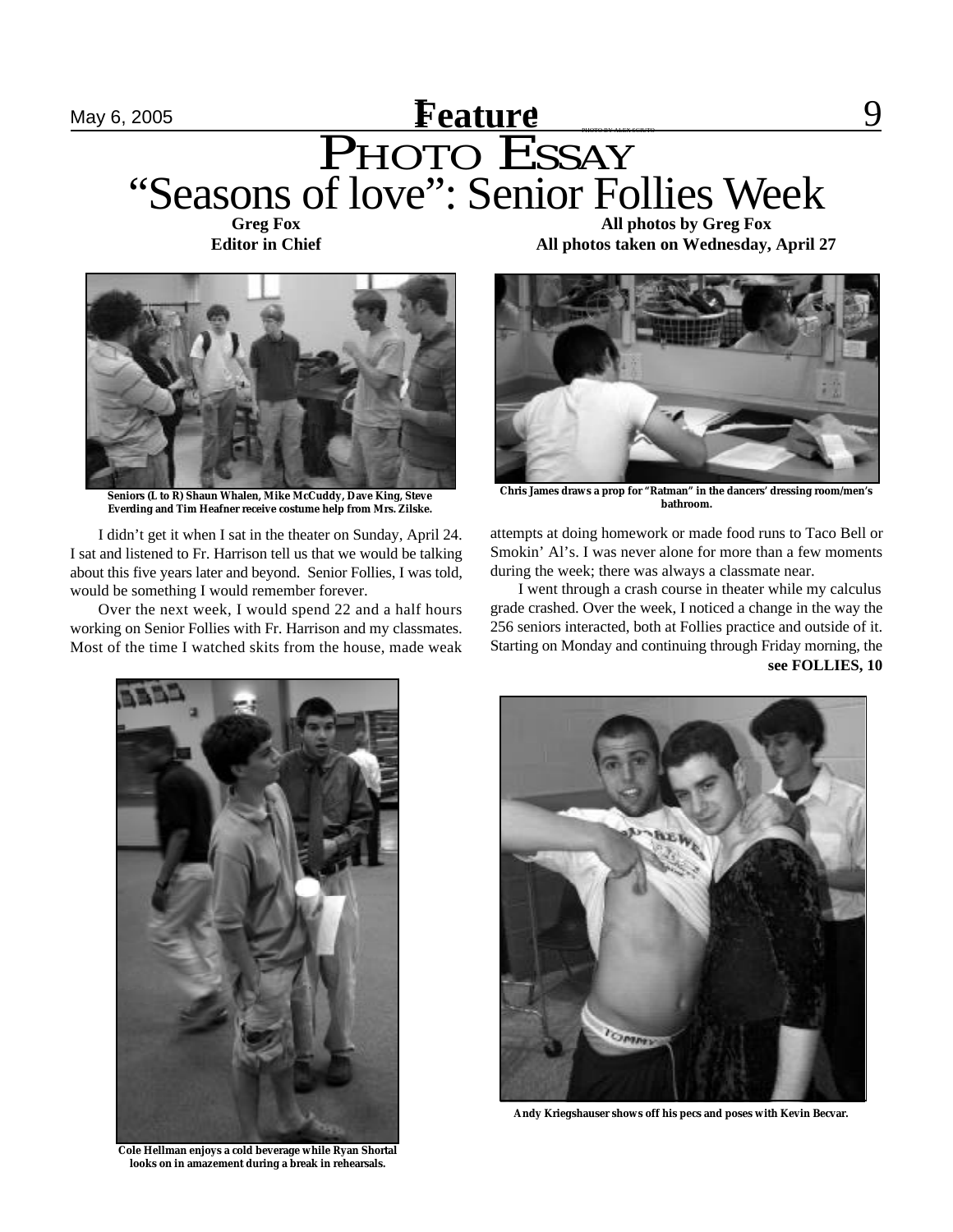# PHOTO ESSAY

## "Seasons of love": Senior Follies Week

**Greg Fox**
**Editor in Chief**

**All photos by Greg Fox**
**All photos taken on Wednesday, April 27**

Seniors (L to R) Shaun Whalen, Mike McCuddy, Dave King, Steve Everding and Tim Heafner receive costume help from Mrs. Zilske.

Chris James draws a prop for "Ratman" in the dancers' dressing room/men's bathroom.

I didn't get it when I sat in the theater on Sunday, April 24. I sat and listened to Fr. Harrison tell us that we would be talking about this five years later and beyond. Senior Follies, I was told, would be something I would remember forever.

Over the next week, I would spend 22 and a half hours working on Senior Follies with Fr. Harrison and my classmates. Most of the time I watched skits from the house, made weak attempts at doing homework or made food runs to Taco Bell or Smokin' Al's. I was never alone for more than a few moments during the week; there was always a classmate near.

I went through a crash course in theater while my calculus grade crashed. Over the week, I noticed a change in the way the 256 seniors interacted, both at Follies practice and outside of it. Starting on Monday and continuing through Friday morning, the

**see FOLLIES, 10**

Cole Hellman enjoys a cold beverage while Ryan Shortal looks on in amazement during a break in rehearsals.

Andy Kriegshauser shows off his pecs and poses with Kevin Becvar.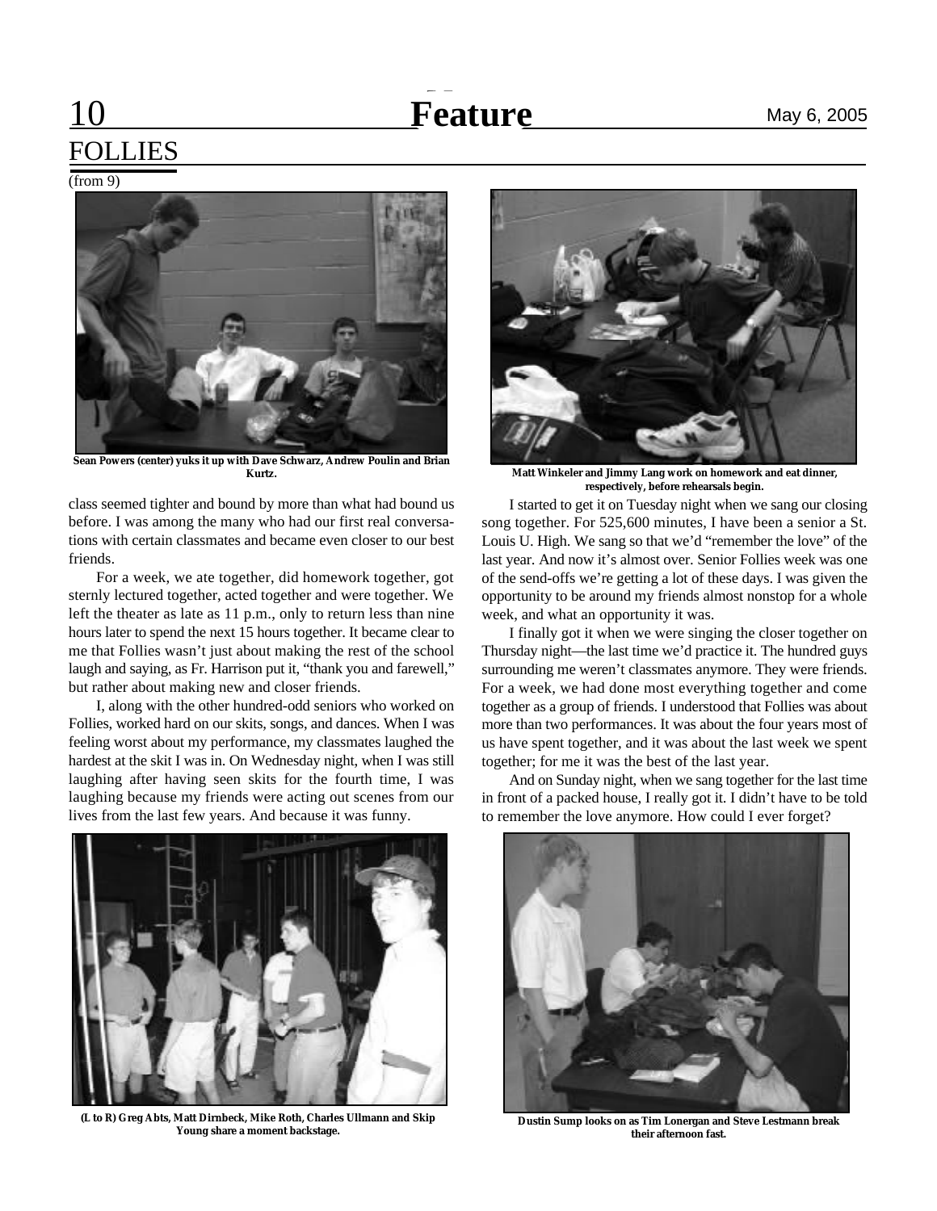# FOLLIES

(from 9)

Sean Powers (center) yuks it up with Dave Schwarz, Andrew Poulin and Brian Kurtz.

Matt Winkeler and Jimmy Lang work on homework and eat dinner, respectively, before rehearsals begin.

class seemed tighter and bound by more than what had bound us before. I was among the many who had our first real conversations with certain classmates and became even closer to our best friends.

For a week, we ate together, did homework together, got sternly lectured together, acted together and were together. We left the theater as late as 11 p.m., only to return less than nine hours later to spend the next 15 hours together. It became clear to me that Follies wasn't just about making the rest of the school laugh and saying, as Fr. Harrison put it, "thank you and farewell," but rather about making new and closer friends.

I, along with the other hundred-odd seniors who worked on Follies, worked hard on our skits, songs, and dances. When I was feeling worst about my performance, my classmates laughed the hardest at the skit I was in. On Wednesday night, when I was still laughing after having seen skits for the fourth time, I was laughing because my friends were acting out scenes from our lives from the last few years. And because it was funny.

I started to get it on Tuesday night when we sang our closing song together. For 525,600 minutes, I have been a senior a St. Louis U. High. We sang so that we'd "remember the love" of the last year. And now it's almost over. Senior Follies week was one of the send-offs we're getting a lot of these days. I was given the opportunity to be around my friends almost nonstop for a whole week, and what an opportunity it was.

I finally got it when we were singing the closer together on Thursday night—the last time we'd practice it. The hundred guys surrounding me weren't classmates anymore. They were friends. For a week, we had done most everything together and come together as a group of friends. I understood that Follies was about more than two performances. It was about the four years most of us have spent together, and it was about the last week we spent together; for me it was the best of the last year.

And on Sunday night, when we sang together for the last time in front of a packed house, I really got it. I didn't have to be told to remember the love anymore. How could I ever forget?

(L to R) Greg Abts, Matt Dirnbeck, Mike Roth, Charles Ullmann and Skip Young share a moment backstage.

Dustin Sump looks on as Tim Lonergan and Steve Lestmann break their afternoon fast.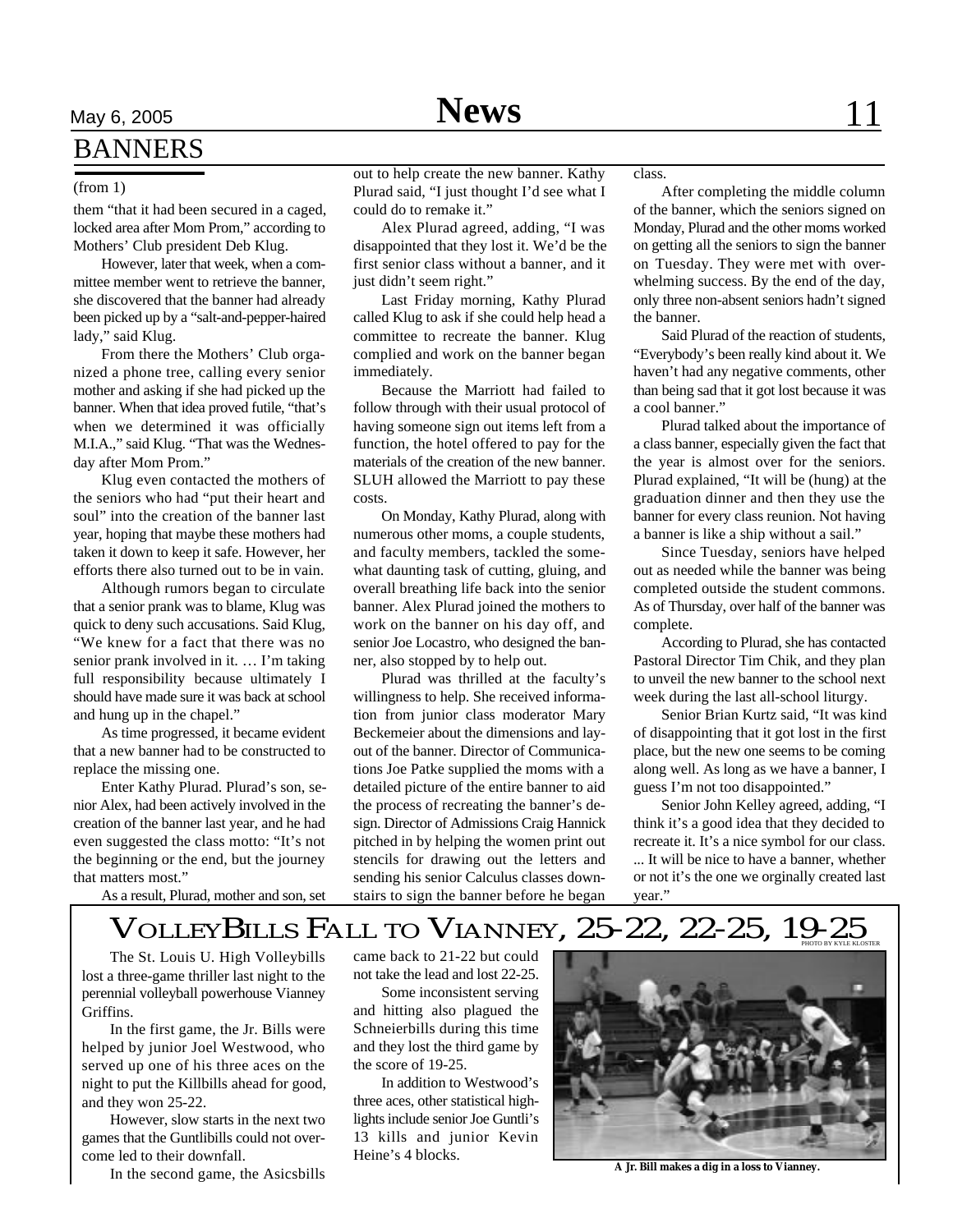# BANNERS

(from 1)

them "that it had been secured in a caged, locked area after Mom Prom," according to Mothers' Club president Deb Klug.

However, later that week, when a committee member went to retrieve the banner, she discovered that the banner had already been picked up by a "salt-and-pepper-haired lady," said Klug.

From there the Mothers' Club organized a phone tree, calling every senior mother and asking if she had picked up the banner. When that idea proved futile, "that's when we determined it was officially M.I.A.," said Klug. "That was the Wednesday after Mom Prom."

Klug even contacted the mothers of the seniors who had "put their heart and soul" into the creation of the banner last year, hoping that maybe these mothers had taken it down to keep it safe. However, her efforts there also turned out to be in vain.

Although rumors began to circulate that a senior prank was to blame, Klug was quick to deny such accusations. Said Klug, "We knew for a fact that there was no senior prank involved in it. … I'm taking full responsibility because ultimately I should have made sure it was back at school and hung up in the chapel."

As time progressed, it became evident that a new banner had to be constructed to replace the missing one.

Enter Kathy Plurad. Plurad's son, senior Alex, had been actively involved in the creation of the banner last year, and he had even suggested the class motto: "It's not the beginning or the end, but the journey that matters most."

As a result, Plurad, mother and son, set out to help create the new banner. Kathy Plurad said, "I just thought I'd see what I could do to remake it."

Alex Plurad agreed, adding, "I was disappointed that they lost it. We'd be the first senior class without a banner, and it just didn't seem right."

Last Friday morning, Kathy Plurad called Klug to ask if she could help head a committee to recreate the banner. Klug complied and work on the banner began immediately.

Because the Marriott had failed to follow through with their usual protocol of having someone sign out items left from a function, the hotel offered to pay for the materials of the creation of the new banner. SLUH allowed the Marriott to pay these costs.

On Monday, Kathy Plurad, along with numerous other moms, a couple students, and faculty members, tackled the somewhat daunting task of cutting, gluing, and overall breathing life back into the senior banner. Alex Plurad joined the mothers to work on the banner on his day off, and senior Joe Locastro, who designed the banner, also stopped by to help out.

Plurad was thrilled at the faculty's willingness to help. She received information from junior class moderator Mary Beckemeier about the dimensions and layout of the banner. Director of Communications Joe Patke supplied the moms with a detailed picture of the entire banner to aid the process of recreating the banner's design. Director of Admissions Craig Hannick pitched in by helping the women print out stencils for drawing out the letters and sending his senior Calculus classes downstairs to sign the banner before he began class.

After completing the middle column of the banner, which the seniors signed on Monday, Plurad and the other moms worked on getting all the seniors to sign the banner on Tuesday. They were met with overwhelming success. By the end of the day, only three non-absent seniors hadn't signed the banner.

Said Plurad of the reaction of students, "Everybody's been really kind about it. We haven't had any negative comments, other than being sad that it got lost because it was a cool banner."

Plurad talked about the importance of a class banner, especially given the fact that the year is almost over for the seniors. Plurad explained, "It will be (hung) at the graduation dinner and then they use the banner for every class reunion. Not having a banner is like a ship without a sail."

Since Tuesday, seniors have helped out as needed while the banner was being completed outside the student commons. As of Thursday, over half of the banner was complete.

According to Plurad, she has contacted Pastoral Director Tim Chik, and they plan to unveil the new banner to the school next week during the last all-school liturgy.

Senior Brian Kurtz said, "It was kind of disappointing that it got lost in the first place, but the new one seems to be coming along well. As long as we have a banner, I guess I'm not too disappointed."

Senior John Kelley agreed, adding, "I think it's a good idea that they decided to recreate it. It's a nice symbol for our class. ... It will be nice to have a banner, whether or not it's the one we orginally created last year."

# VolleyBills fall to Vianney, 25-22, 22-25, 19-25

The St. Louis U. High Volleybills lost a three-game thriller last night to the perennial volleyball powerhouse Vianney Griffins.

In the first game, the Jr. Bills were helped by junior Joel Westwood, who served up one of his three aces on the night to put the Killbills ahead for good, and they won 25-22.

However, slow starts in the next two games that the Guntlibills could not overcome led to their downfall.

In the second game, the Asicsbills came back to 21-22 but could not take the lead and lost 22-25.

Some inconsistent serving and hitting also plagued the Schneierbills during this time and they lost the third game by the score of 19-25.

In addition to Westwood's three aces, other statistical highlights include senior Joe Guntli's 13 kills and junior Kevin Heine's 4 blocks.

PHOTO BY KYLE KLOSTER

**A Jr. Bill makes a dig in a loss to Vianney.**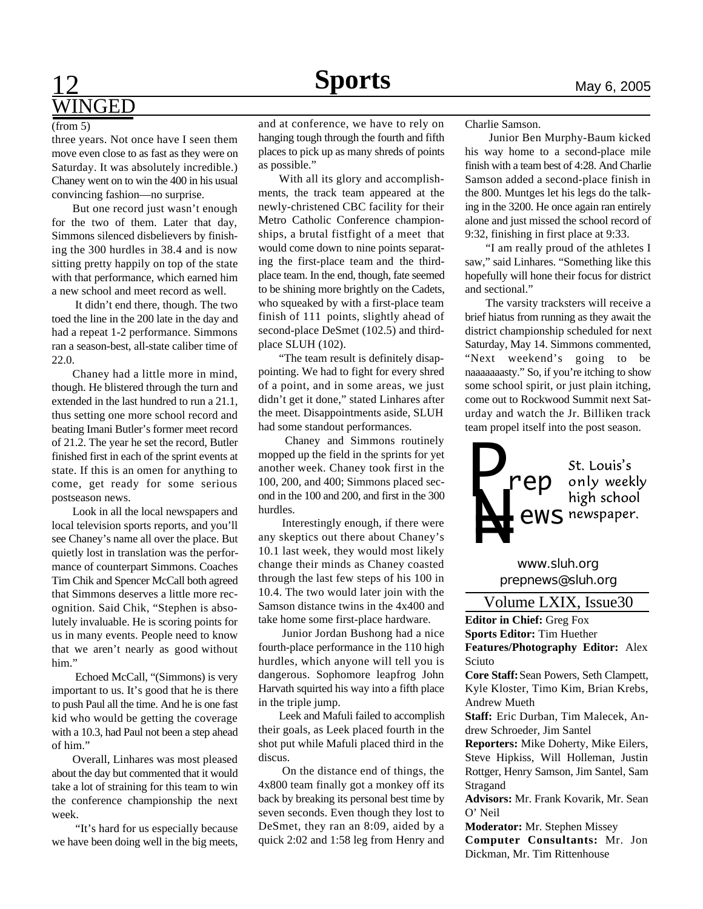# WINGED

(from 5)

three years. Not once have I seen them move even close to as fast as they were on Saturday. It was absolutely incredible.) Chaney went on to win the 400 in his usual convincing fashion—no surprise.

But one record just wasn't enough for the two of them. Later that day, Simmons silenced disbelievers by finishing the 300 hurdles in 38.4 and is now sitting pretty happily on top of the state with that performance, which earned him a new school and meet record as well.

It didn't end there, though. The two toed the line in the 200 late in the day and had a repeat 1-2 performance. Simmons ran a season-best, all-state caliber time of 22.0.

Chaney had a little more in mind, though. He blistered through the turn and extended in the last hundred to run a 21.1, thus setting one more school record and beating Imani Butler's former meet record of 21.2. The year he set the record, Butler finished first in each of the sprint events at state. If this is an omen for anything to come, get ready for some serious postseason news.

Look in all the local newspapers and local television sports reports, and you'll see Chaney's name all over the place. But quietly lost in translation was the performance of counterpart Simmons. Coaches Tim Chik and Spencer McCall both agreed that Simmons deserves a little more recognition. Said Chik, "Stephen is absolutely invaluable. He is scoring points for us in many events. People need to know that we aren't nearly as good without him."

Echoed McCall, "(Simmons) is very important to us. It's good that he is there to push Paul all the time. And he is one fast kid who would be getting the coverage with a 10.3, had Paul not been a step ahead of him."

Overall, Linhares was most pleased about the day but commented that it would take a lot of straining for this team to win the conference championship the next week.

"It's hard for us especially because we have been doing well in the big meets, and at conference, we have to rely on hanging tough through the fourth and fifth places to pick up as many shreds of points as possible."

With all its glory and accomplishments, the track team appeared at the newly-christened CBC facility for their Metro Catholic Conference championships, a brutal fistfight of a meet that would come down to nine points separating the first-place team and the third-place team. In the end, though, fate seemed to be shining more brightly on the Cadets, who squeaked by with a first-place team finish of 111 points, slightly ahead of second-place DeSmet (102.5) and third-place SLUH (102).

"The team result is definitely disappointing. We had to fight for every shred of a point, and in some areas, we just didn't get it done," stated Linhares after the meet. Disappointments aside, SLUH had some standout performances.

Chaney and Simmons routinely mopped up the field in the sprints for yet another week. Chaney took first in the 100, 200, and 400; Simmons placed second in the 100 and 200, and first in the 300 hurdles.

Interestingly enough, if there were any skeptics out there about Chaney's 10.1 last week, they would most likely change their minds as Chaney coasted through the last few steps of his 100 in 10.4. The two would later join with the Samson distance twins in the 4x400 and take home some first-place hardware.

Junior Jordan Bushong had a nice fourth-place performance in the 110 high hurdles, which anyone will tell you is dangerous. Sophomore leapfrog John Harvath squirted his way into a fifth place in the triple jump.

Leek and Mafuli failed to accomplish their goals, as Leek placed fourth in the shot put while Mafuli placed third in the discus.

On the distance end of things, the 4x800 team finally got a monkey off its back by breaking its personal best time by seven seconds. Even though they lost to DeSmet, they ran an 8:09, aided by a quick 2:02 and 1:58 leg from Henry and Charlie Samson.

Junior Ben Murphy-Baum kicked his way home to a second-place mile finish with a team best of 4:28. And Charlie Samson added a second-place finish in the 800. Muntges let his legs do the talking in the 3200. He once again ran entirely alone and just missed the school record of 9:32, finishing in first place at 9:33.

"I am really proud of the athletes I saw," said Linhares. "Something like this hopefully will hone their focus for district and sectional."

The varsity tracksters will receive a brief hiatus from running as they await the district championship scheduled for next Saturday, May 14. Simmons commented, "Next weekend's going to be naaaaaaaasty." So, if you're itching to show some school spirit, or just plain itching, come out to Rockwood Summit next Saturday and watch the Jr. Billiken track team propel itself into the post season.

---

**Prep News**

St. Louis's only weekly high school newspaper.

www.sluh.org
prepnews@sluh.org

## Volume LXIX, Issue30

**Editor in Chief:** Greg Fox
**Sports Editor:** Tim Huether
**Features/Photography Editor:** Alex Sciuto
**Core Staff:** Sean Powers, Seth Clampett, Kyle Kloster, Timo Kim, Brian Krebs, Andrew Mueth
**Staff:** Eric Durban, Tim Malecek, Andrew Schroeder, Jim Santel
**Reporters:** Mike Doherty, Mike Eilers, Steve Hipkiss, Will Holleman, Justin Rottger, Henry Samson, Jim Santel, Sam Stragand
**Advisors:** Mr. Frank Kovarik, Mr. Sean O' Neil
**Moderator:** Mr. Stephen Missey
**Computer Consultants:** Mr. Jon Dickman, Mr. Tim Rittenhouse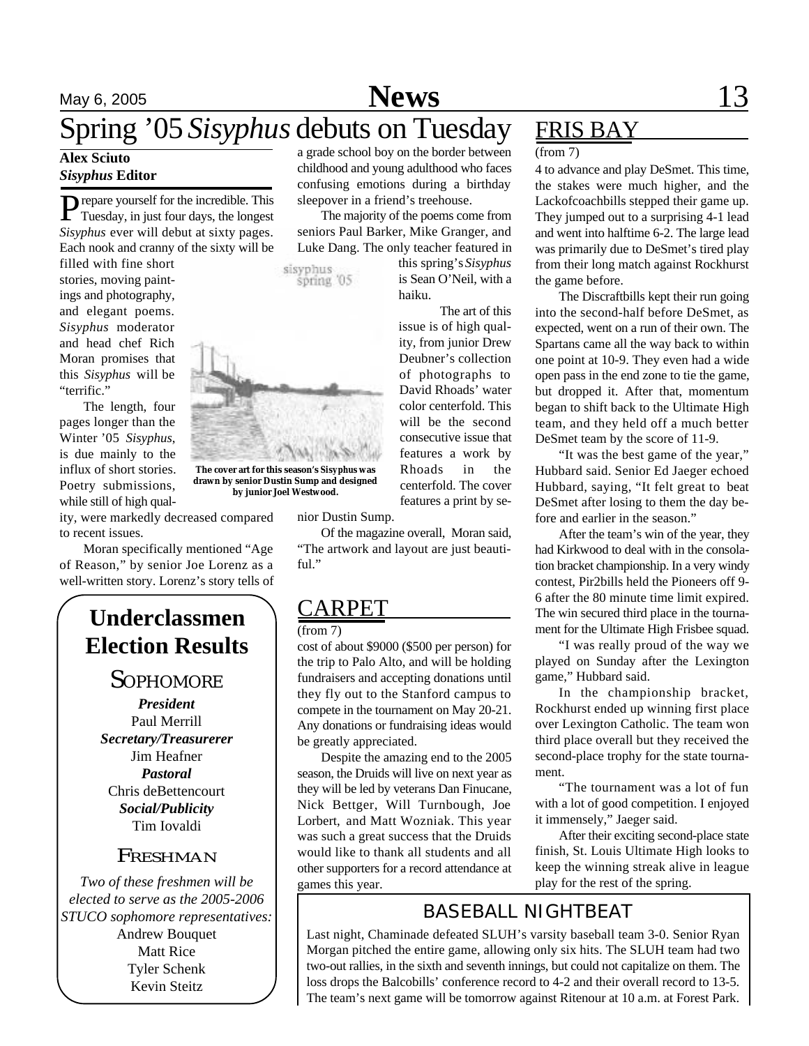# Spring '05 *Sisyphus* debuts on Tuesday

**Alex Sciuto**
***Sisyphus* Editor**

Prepare yourself for the incredible. This Tuesday, in just four days, the longest *Sisyphus* ever will debut at sixty pages. Each nook and cranny of the sixty will be filled with fine short stories, moving paintings and photography, and elegant poems. *Sisyphus* moderator and head chef Rich Moran promises that this *Sisyphus* will be "terrific."

The length, four pages longer than the Winter '05 *Sisyphus*, is due mainly to the influx of short stories. Poetry submissions, while still of high quality, were markedly decreased compared to recent issues.

Moran specifically mentioned "Age of Reason," by senior Joe Lorenz as a well-written story. Lorenz's story tells of a grade school boy on the border between childhood and young adulthood who faces confusing emotions during a birthday sleepover in a friend's treehouse.

The majority of the poems come from seniors Paul Barker, Mike Granger, and Luke Dang. The only teacher featured in this spring's *Sisyphus* is Sean O'Neil, with a haiku.

The art of this issue is of high quality, from junior Drew Deubner's collection of photographs to David Rhoads' water color centerfold. This will be the second consecutive issue that features a work by Rhoads in the centerfold. The cover features a print by senior Dustin Sump.

Of the magazine overall, Moran said, "The artwork and layout are just beautiful."

**The cover art for this season's Sisyphus was drawn by senior Dustin Sump and designed by junior Joel Westwood.**

## Underclassmen Election Results

### Sophomore

***President***
Paul Merrill

***Secretary/Treasurerer***
Jim Heafner

***Pastoral***
Chris deBettencourt

***Social/Publicity***
Tim Iovaldi

### Freshman

*Two of these freshmen will be elected to serve as the 2005-2006 STUCO sophomore representatives:*

Andrew Bouquet
Matt Rice
Tyler Schenk
Kevin Steitz

## CARPET

(from 7)

cost of about $9000 ($500 per person) for the trip to Palo Alto, and will be holding fundraisers and accepting donations until they fly out to the Stanford campus to compete in the tournament on May 20-21. Any donations or fundraising ideas would be greatly appreciated.

Despite the amazing end to the 2005 season, the Druids will live on next year as they will be led by veterans Dan Finucane, Nick Bettger, Will Turnbough, Joe Lorbert, and Matt Wozniak. This year was such a great success that the Druids would like to thank all students and all other supporters for a record attendance at games this year.

## FRIS BAY

(from 7)

4 to advance and play DeSmet. This time, the stakes were much higher, and the Lackofcoachbills stepped their game up. They jumped out to a surprising 4-1 lead and went into halftime 6-2. The large lead was primarily due to DeSmet's tired play from their long match against Rockhurst the game before.

The Discraftbills kept their run going into the second-half before DeSmet, as expected, went on a run of their own. The Spartans came all the way back to within one point at 10-9. They even had a wide open pass in the end zone to tie the game, but dropped it. After that, momentum began to shift back to the Ultimate High team, and they held off a much better DeSmet team by the score of 11-9.

"It was the best game of the year," Hubbard said. Senior Ed Jaeger echoed Hubbard, saying, "It felt great to beat DeSmet after losing to them the day before and earlier in the season."

After the team's win of the year, they had Kirkwood to deal with in the consolation bracket championship. In a very windy contest, Pir2bills held the Pioneers off 9-6 after the 80 minute time limit expired. The win secured third place in the tournament for the Ultimate High Frisbee squad.

"I was really proud of the way we played on Sunday after the Lexington game," Hubbard said.

In the championship bracket, Rockhurst ended up winning first place over Lexington Catholic. The team won third place overall but they received the second-place trophy for the state tournament.

"The tournament was a lot of fun with a lot of good competition. I enjoyed it immensely," Jaeger said.

After their exciting second-place state finish, St. Louis Ultimate High looks to keep the winning streak alive in league play for the rest of the spring.

## BASEBALL NIGHTBEAT

Last night, Chaminade defeated SLUH's varsity baseball team 3-0. Senior Ryan Morgan pitched the entire game, allowing only six hits. The SLUH team had two two-out rallies, in the sixth and seventh innings, but could not capitalize on them. The loss drops the Balcobills' conference record to 4-2 and their overall record to 13-5. The team's next game will be tomorrow against Ritenour at 10 a.m. at Forest Park.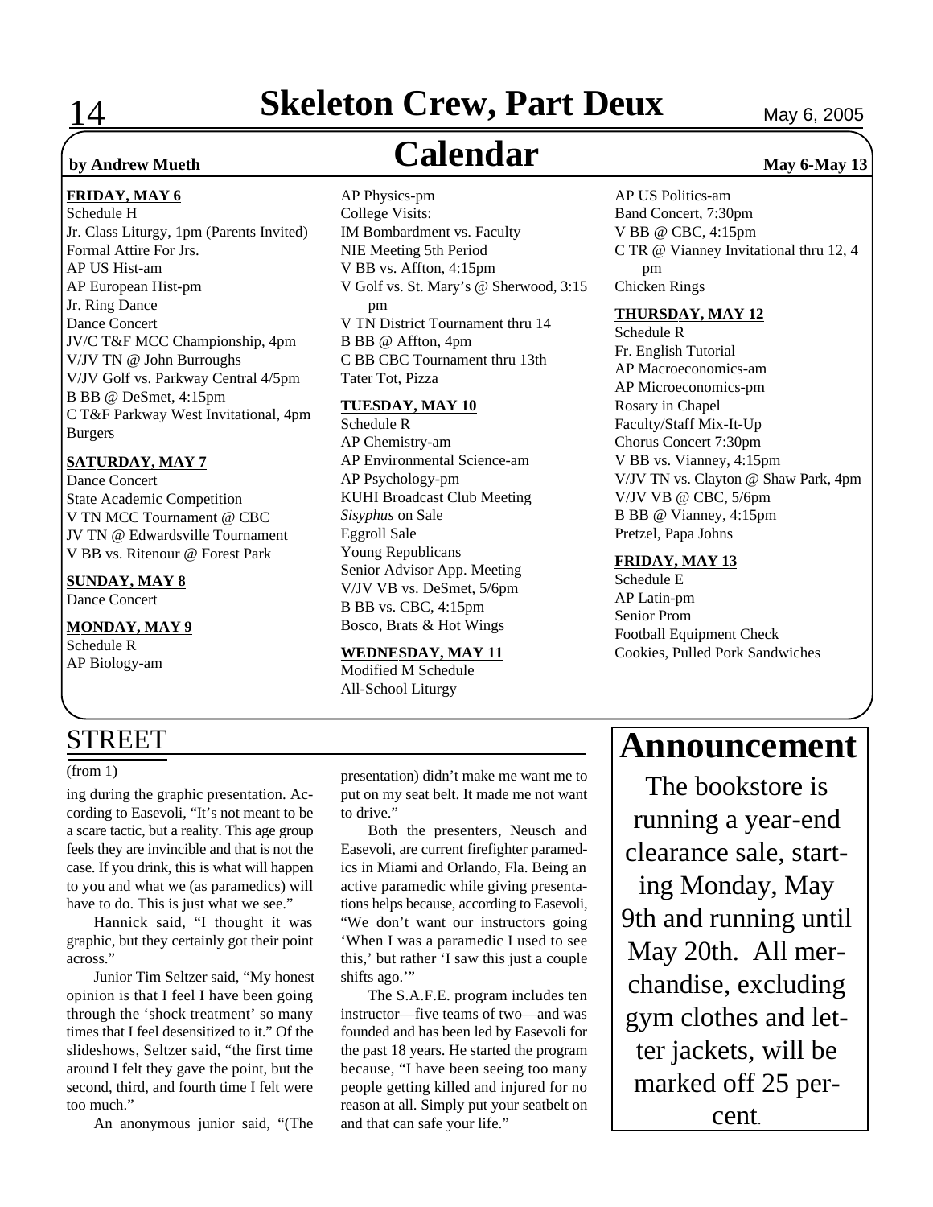# Skeleton Crew, Part Deux

## Calendar

**by Andrew Mueth**

**May 6-May 13**

**FRIDAY, MAY 6**
Schedule H
Jr. Class Liturgy, 1pm (Parents Invited)
Formal Attire For Jrs.
AP US Hist-am
AP European Hist-pm
Jr. Ring Dance
Dance Concert
JV/C T&F MCC Championship, 4pm
V/JV TN @ John Burroughs
V/JV Golf vs. Parkway Central 4/5pm
B BB @ DeSmet, 4:15pm
C T&F Parkway West Invitational, 4pm
Burgers

**SATURDAY, MAY 7**
Dance Concert
State Academic Competition
V TN MCC Tournament @ CBC
JV TN @ Edwardsville Tournament
V BB vs. Ritenour @ Forest Park

**SUNDAY, MAY 8**
Dance Concert

**MONDAY, MAY 9**
Schedule R
AP Biology-am
AP Physics-pm
College Visits:
IM Bombardment vs. Faculty
NIE Meeting 5th Period
V BB vs. Affton, 4:15pm
V Golf vs. St. Mary's @ Sherwood, 3:15 pm
V TN District Tournament thru 14
B BB @ Affton, 4pm
C BB CBC Tournament thru 13th
Tater Tot, Pizza

**TUESDAY, MAY 10**
Schedule R
AP Chemistry-am
AP Environmental Science-am
AP Psychology-pm
KUHI Broadcast Club Meeting
*Sisyphus* on Sale
Eggroll Sale
Young Republicans
Senior Advisor App. Meeting
V/JV VB vs. DeSmet, 5/6pm
B BB vs. CBC, 4:15pm
Bosco, Brats & Hot Wings

**WEDNESDAY, MAY 11**
Modified M Schedule
All-School Liturgy
AP US Politics-am
Band Concert, 7:30pm
V BB @ CBC, 4:15pm
C TR @ Vianney Invitational thru 12, 4 pm
Chicken Rings

**THURSDAY, MAY 12**
Schedule R
Fr. English Tutorial
AP Macroeconomics-am
AP Microeconomics-pm
Rosary in Chapel
Faculty/Staff Mix-It-Up
Chorus Concert 7:30pm
V BB vs. Vianney, 4:15pm
V/JV TN vs. Clayton @ Shaw Park, 4pm
V/JV VB @ CBC, 5/6pm
B BB @ Vianney, 4:15pm
Pretzel, Papa Johns

**FRIDAY, MAY 13**
Schedule E
AP Latin-pm
Senior Prom
Football Equipment Check
Cookies, Pulled Pork Sandwiches

## STREET

(from 1)

ing during the graphic presentation. According to Easevoli, "It's not meant to be a scare tactic, but a reality. This age group feels they are invincible and that is not the case. If you drink, this is what will happen to you and what we (as paramedics) will have to do. This is just what we see."

Hannick said, "I thought it was graphic, but they certainly got their point across."

Junior Tim Seltzer said, "My honest opinion is that I feel I have been going through the 'shock treatment' so many times that I feel desensitized to it." Of the slideshows, Seltzer said, "the first time around I felt they gave the point, but the second, third, and fourth time I felt were too much."

An anonymous junior said, "(The presentation) didn't make me want me to put on my seat belt. It made me not want to drive."

Both the presenters, Neusch and Easevoli, are current firefighter paramedics in Miami and Orlando, Fla. Being an active paramedic while giving presentations helps because, according to Easevoli, "We don't want our instructors going 'When I was a paramedic I used to see this,' but rather 'I saw this just a couple shifts ago.'"

The S.A.F.E. program includes ten instructor—five teams of two—and was founded and has been led by Easevoli for the past 18 years. He started the program because, "I have been seeing too many people getting killed and injured for no reason at all. Simply put your seatbelt on and that can safe your life."

## Announcement

The bookstore is running a year-end clearance sale, starting Monday, May 9th and running until May 20th. All merchandise, excluding gym clothes and letter jackets, will be marked off 25 percent.